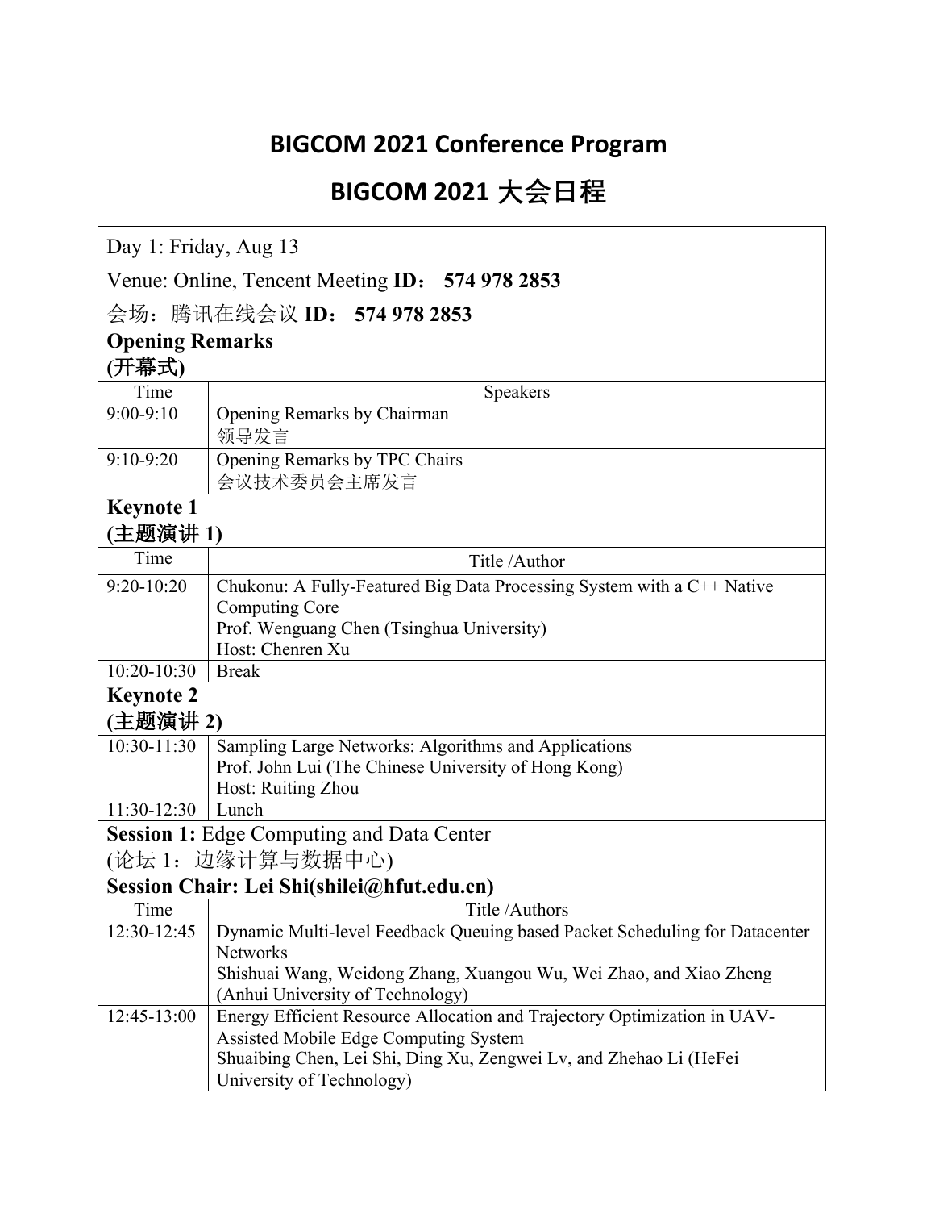# BIGCOM 2021 Conference Program

# BIGCOM 2021 大会日程

Day 1: Friday, Aug 13

Venue: Online, Tencent Meeting **ID： 574 978 2853**

会场：腾讯在线会议 **ID： 574 978 2853**

**Opening Remarks**
**(开幕式)**

| Time | Speakers |
|---|---|
| 9:00-9:10 | Opening Remarks by Chairman<br>领导发言 |
| 9:10-9:20 | Opening Remarks by TPC Chairs<br>会议技术委员会主席发言 |

**Keynote 1**
**(主题演讲 1)**

| Time | Title /Author |
|---|---|
| 9:20-10:20 | Chukonu: A Fully-Featured Big Data Processing System with a C++ Native Computing Core<br>Prof. Wenguang Chen (Tsinghua University)<br>Host: Chenren Xu |
| 10:20-10:30 | Break |

**Keynote 2**
**(主题演讲 2)**

| Time | Title /Author |
|---|---|
| 10:30-11:30 | Sampling Large Networks: Algorithms and Applications<br>Prof. John Lui (The Chinese University of Hong Kong)<br>Host: Ruiting Zhou |
| 11:30-12:30 | Lunch |

**Session 1:** Edge Computing and Data Center
(论坛 1：边缘计算与数据中心)
**Session Chair: Lei Shi(shilei@hfut.edu.cn)**

| Time | Title /Authors |
|---|---|
| 12:30-12:45 | Dynamic Multi-level Feedback Queuing based Packet Scheduling for Datacenter Networks<br>Shishuai Wang, Weidong Zhang, Xuangou Wu, Wei Zhao, and Xiao Zheng (Anhui University of Technology) |
| 12:45-13:00 | Energy Efficient Resource Allocation and Trajectory Optimization in UAV-Assisted Mobile Edge Computing System<br>Shuaibing Chen, Lei Shi, Ding Xu, Zengwei Lv, and Zhehao Li (HeFei University of Technology) |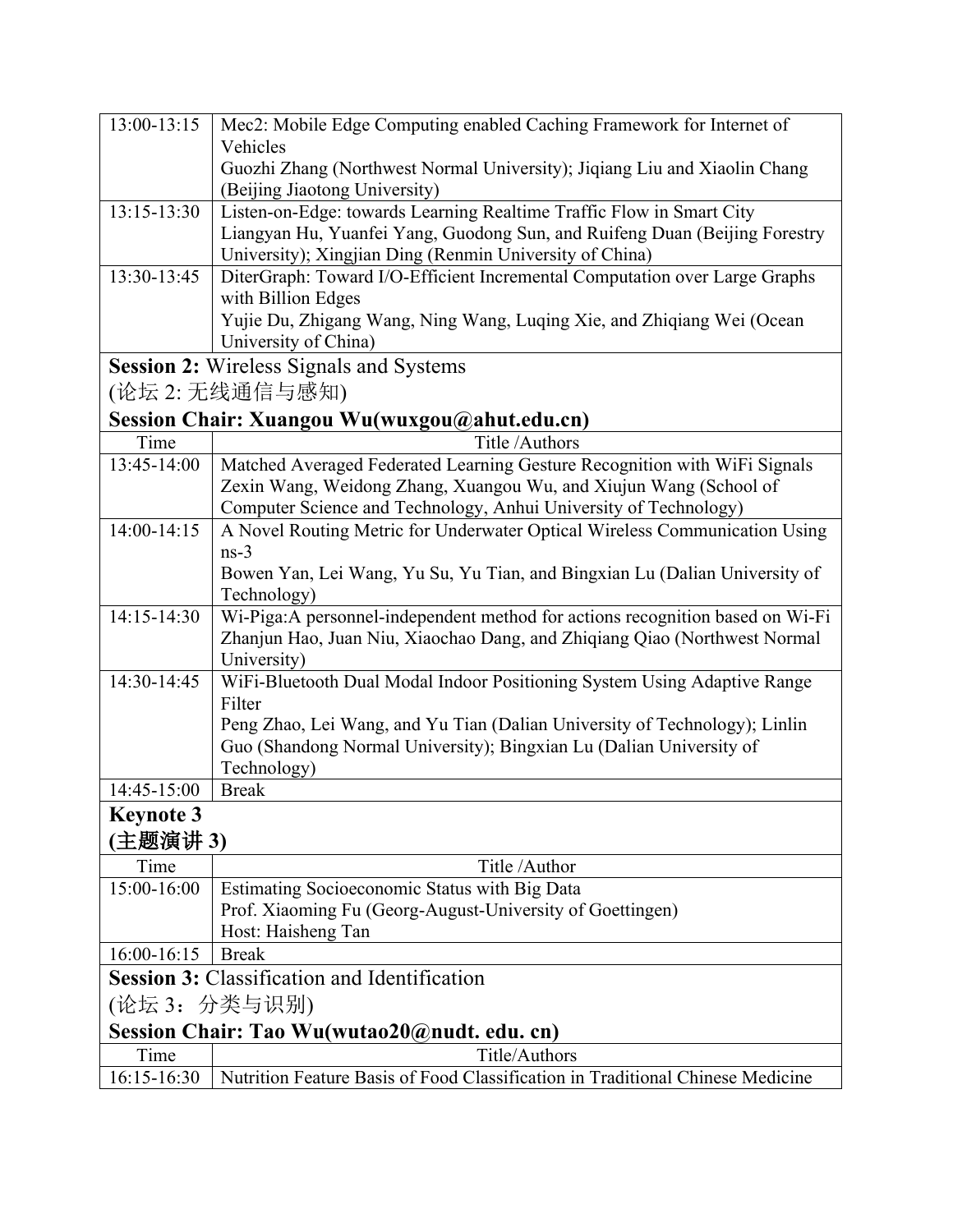| | |
|---|---|
| 13:00-13:15 | Mec2: Mobile Edge Computing enabled Caching Framework for Internet of Vehicles<br>Guozhi Zhang (Northwest Normal University); Jiqiang Liu and Xiaolin Chang (Beijing Jiaotong University) |
| 13:15-13:30 | Listen-on-Edge: towards Learning Realtime Traffic Flow in Smart City<br>Liangyan Hu, Yuanfei Yang, Guodong Sun, and Ruifeng Duan (Beijing Forestry University); Xingjian Ding (Renmin University of China) |
| 13:30-13:45 | DiterGraph: Toward I/O-Efficient Incremental Computation over Large Graphs with Billion Edges<br>Yujie Du, Zhigang Wang, Ning Wang, Luqing Xie, and Zhiqiang Wei (Ocean University of China) |

**Session 2:** Wireless Signals and Systems
(论坛 2: 无线通信与感知)
**Session Chair: Xuangou Wu(wuxgou@ahut.edu.cn)**

| Time | Title /Authors |
|---|---|
| 13:45-14:00 | Matched Averaged Federated Learning Gesture Recognition with WiFi Signals<br>Zexin Wang, Weidong Zhang, Xuangou Wu, and Xiujun Wang (School of Computer Science and Technology, Anhui University of Technology) |
| 14:00-14:15 | A Novel Routing Metric for Underwater Optical Wireless Communication Using ns-3<br>Bowen Yan, Lei Wang, Yu Su, Yu Tian, and Bingxian Lu (Dalian University of Technology) |
| 14:15-14:30 | Wi-Piga:A personnel-independent method for actions recognition based on Wi-Fi<br>Zhanjun Hao, Juan Niu, Xiaochao Dang, and Zhiqiang Qiao (Northwest Normal University) |
| 14:30-14:45 | WiFi-Bluetooth Dual Modal Indoor Positioning System Using Adaptive Range Filter<br>Peng Zhao, Lei Wang, and Yu Tian (Dalian University of Technology); Linlin Guo (Shandong Normal University); Bingxian Lu (Dalian University of Technology) |
| 14:45-15:00 | Break |

**Keynote 3**
**(主题演讲 3)**

| Time | Title /Author |
|---|---|
| 15:00-16:00 | Estimating Socioeconomic Status with Big Data<br>Prof. Xiaoming Fu (Georg-August-University of Goettingen)<br>Host: Haisheng Tan |
| 16:00-16:15 | Break |

**Session 3:** Classification and Identification
(论坛 3：分类与识别)
**Session Chair: Tao Wu(wutao20@nudt. edu. cn)**

| Time | Title/Authors |
|---|---|
| 16:15-16:30 | Nutrition Feature Basis of Food Classification in Traditional Chinese Medicine |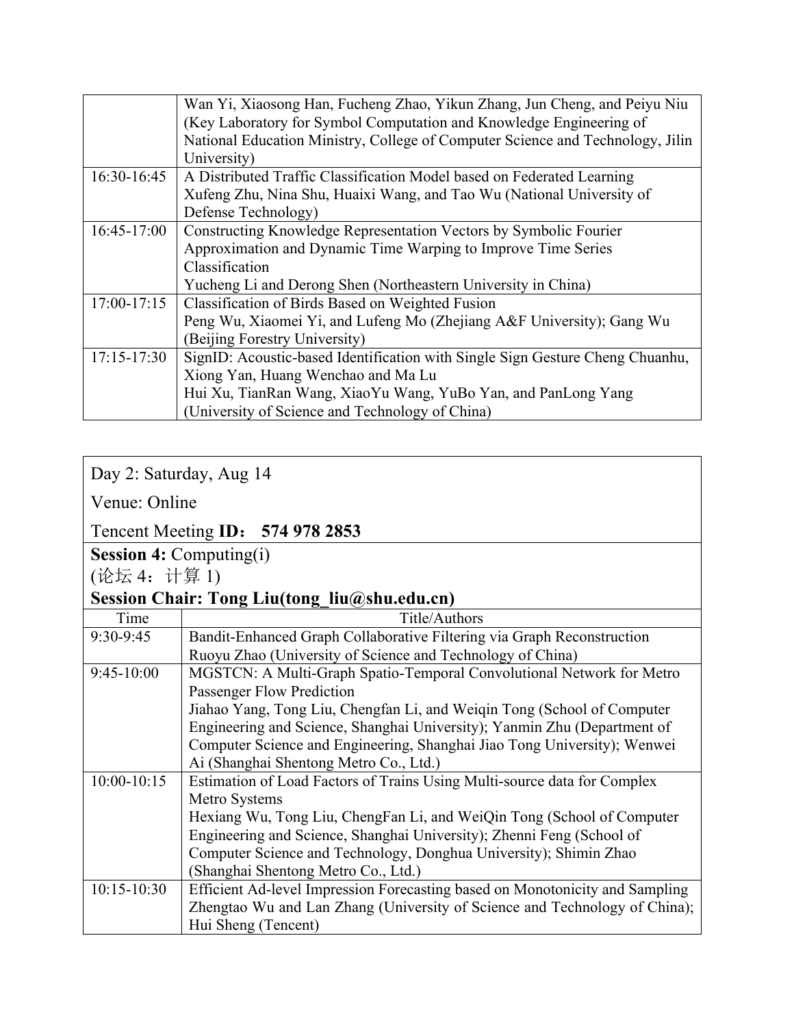| | |
|---|---|
| | Wan Yi, Xiaosong Han, Fucheng Zhao, Yikun Zhang, Jun Cheng, and Peiyu Niu (Key Laboratory for Symbol Computation and Knowledge Engineering of National Education Ministry, College of Computer Science and Technology, Jilin University) |
| 16:30-16:45 | A Distributed Traffic Classification Model based on Federated Learning<br>Xufeng Zhu, Nina Shu, Huaixi Wang, and Tao Wu (National University of Defense Technology) |
| 16:45-17:00 | Constructing Knowledge Representation Vectors by Symbolic Fourier Approximation and Dynamic Time Warping to Improve Time Series Classification<br>Yucheng Li and Derong Shen (Northeastern University in China) |
| 17:00-17:15 | Classification of Birds Based on Weighted Fusion<br>Peng Wu, Xiaomei Yi, and Lufeng Mo (Zhejiang A&F University); Gang Wu (Beijing Forestry University) |
| 17:15-17:30 | SignID: Acoustic-based Identification with Single Sign Gesture Cheng Chuanhu, Xiong Yan, Huang Wenchao and Ma Lu<br>Hui Xu, TianRan Wang, XiaoYu Wang, YuBo Yan, and PanLong Yang (University of Science and Technology of China) |

Day 2: Saturday, Aug 14

Venue: Online

Tencent Meeting **ID： 574 978 2853**

**Session 4:** Computing(i)
(论坛 4：计算 1)

**Session Chair: Tong Liu(tong_liu@shu.edu.cn)**

| Time | Title/Authors |
|---|---|
| 9:30-9:45 | Bandit-Enhanced Graph Collaborative Filtering via Graph Reconstruction<br>Ruoyu Zhao (University of Science and Technology of China) |
| 9:45-10:00 | MGSTCN: A Multi-Graph Spatio-Temporal Convolutional Network for Metro Passenger Flow Prediction<br>Jiahao Yang, Tong Liu, Chengfan Li, and Weiqin Tong (School of Computer Engineering and Science, Shanghai University); Yanmin Zhu (Department of Computer Science and Engineering, Shanghai Jiao Tong University); Wenwei Ai (Shanghai Shentong Metro Co., Ltd.) |
| 10:00-10:15 | Estimation of Load Factors of Trains Using Multi-source data for Complex Metro Systems<br>Hexiang Wu, Tong Liu, ChengFan Li, and WeiQin Tong (School of Computer Engineering and Science, Shanghai University); Zhenni Feng (School of Computer Science and Technology, Donghua University); Shimin Zhao (Shanghai Shentong Metro Co., Ltd.) |
| 10:15-10:30 | Efficient Ad-level Impression Forecasting based on Monotonicity and Sampling<br>Zhengtao Wu and Lan Zhang (University of Science and Technology of China); Hui Sheng (Tencent) |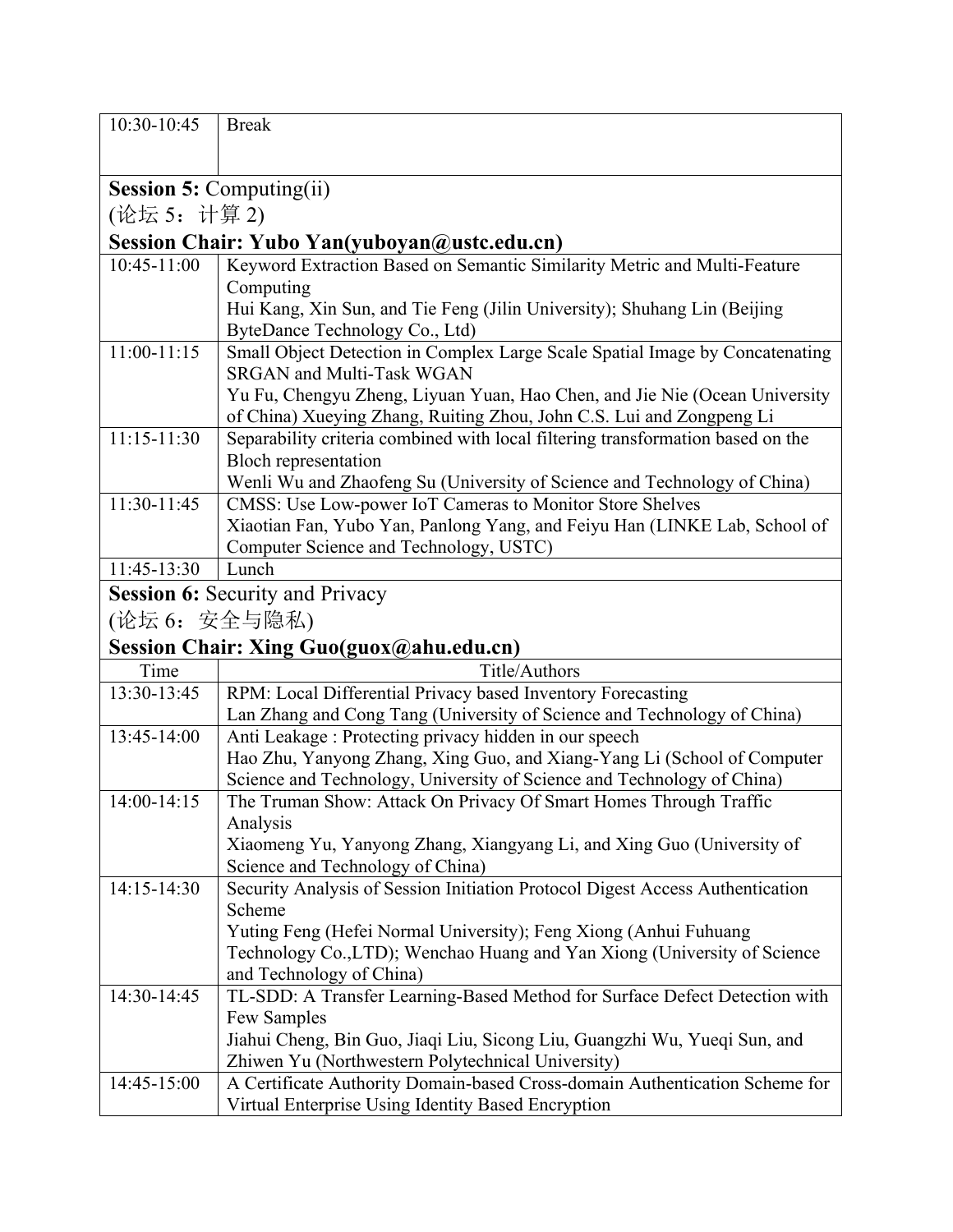| | |
|---|---|
| 10:30-10:45 | Break |

**Session 5:** Computing(ii)
(论坛 5：计算 2)
**Session Chair: Yubo Yan(yuboyan@ustc.edu.cn)**

| | |
|---|---|
| 10:45-11:00 | Keyword Extraction Based on Semantic Similarity Metric and Multi-Feature Computing<br>Hui Kang, Xin Sun, and Tie Feng (Jilin University); Shuhang Lin (Beijing ByteDance Technology Co., Ltd) |
| 11:00-11:15 | Small Object Detection in Complex Large Scale Spatial Image by Concatenating SRGAN and Multi-Task WGAN<br>Yu Fu, Chengyu Zheng, Liyuan Yuan, Hao Chen, and Jie Nie (Ocean University of China) Xueying Zhang, Ruiting Zhou, John C.S. Lui and Zongpeng Li |
| 11:15-11:30 | Separability criteria combined with local filtering transformation based on the Bloch representation<br>Wenli Wu and Zhaofeng Su (University of Science and Technology of China) |
| 11:30-11:45 | CMSS: Use Low-power IoT Cameras to Monitor Store Shelves<br>Xiaotian Fan, Yubo Yan, Panlong Yang, and Feiyu Han (LINKE Lab, School of Computer Science and Technology, USTC) |
| 11:45-13:30 | Lunch |

**Session 6:** Security and Privacy
(论坛 6：安全与隐私)
**Session Chair: Xing Guo(guox@ahu.edu.cn)**

| Time | Title/Authors |
|---|---|
| 13:30-13:45 | RPM: Local Differential Privacy based Inventory Forecasting<br>Lan Zhang and Cong Tang (University of Science and Technology of China) |
| 13:45-14:00 | Anti Leakage : Protecting privacy hidden in our speech<br>Hao Zhu, Yanyong Zhang, Xing Guo, and Xiang-Yang Li (School of Computer Science and Technology, University of Science and Technology of China) |
| 14:00-14:15 | The Truman Show: Attack On Privacy Of Smart Homes Through Traffic Analysis<br>Xiaomeng Yu, Yanyong Zhang, Xiangyang Li, and Xing Guo (University of Science and Technology of China) |
| 14:15-14:30 | Security Analysis of Session Initiation Protocol Digest Access Authentication Scheme<br>Yuting Feng (Hefei Normal University); Feng Xiong (Anhui Fuhuang Technology Co.,LTD); Wenchao Huang and Yan Xiong (University of Science and Technology of China) |
| 14:30-14:45 | TL-SDD: A Transfer Learning-Based Method for Surface Defect Detection with Few Samples<br>Jiahui Cheng, Bin Guo, Jiaqi Liu, Sicong Liu, Guangzhi Wu, Yueqi Sun, and Zhiwen Yu (Northwestern Polytechnical University) |
| 14:45-15:00 | A Certificate Authority Domain-based Cross-domain Authentication Scheme for Virtual Enterprise Using Identity Based Encryption |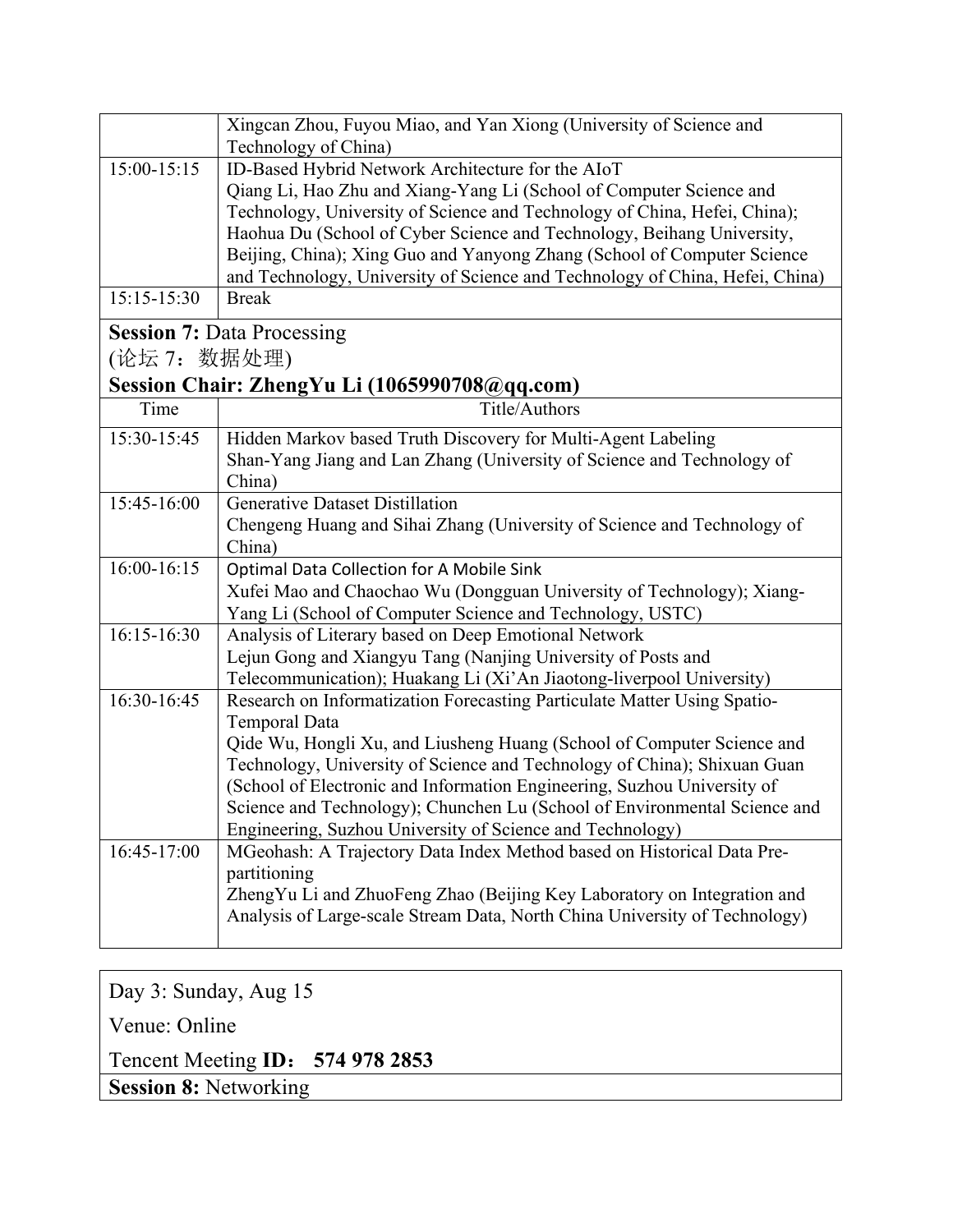| | |
|---|---|
| | Xingcan Zhou, Fuyou Miao, and Yan Xiong (University of Science and Technology of China) |
| 15:00-15:15 | ID-Based Hybrid Network Architecture for the AIoT<br>Qiang Li, Hao Zhu and Xiang-Yang Li (School of Computer Science and Technology, University of Science and Technology of China, Hefei, China); Haohua Du (School of Cyber Science and Technology, Beihang University, Beijing, China); Xing Guo and Yanyong Zhang (School of Computer Science and Technology, University of Science and Technology of China, Hefei, China) |
| 15:15-15:30 | Break |

**Session 7:** Data Processing
(论坛 7：数据处理)
**Session Chair: ZhengYu Li (1065990708@qq.com)**

| Time | Title/Authors |
|---|---|
| 15:30-15:45 | Hidden Markov based Truth Discovery for Multi-Agent Labeling<br>Shan-Yang Jiang and Lan Zhang (University of Science and Technology of China) |
| 15:45-16:00 | Generative Dataset Distillation<br>Chengeng Huang and Sihai Zhang (University of Science and Technology of China) |
| 16:00-16:15 | Optimal Data Collection for A Mobile Sink<br>Xufei Mao and Chaochao Wu (Dongguan University of Technology); Xiang-Yang Li (School of Computer Science and Technology, USTC) |
| 16:15-16:30 | Analysis of Literary based on Deep Emotional Network<br>Lejun Gong and Xiangyu Tang (Nanjing University of Posts and Telecommunication); Huakang Li (Xi'An Jiaotong-liverpool University) |
| 16:30-16:45 | Research on Informatization Forecasting Particulate Matter Using Spatio-Temporal Data<br>Qide Wu, Hongli Xu, and Liusheng Huang (School of Computer Science and Technology, University of Science and Technology of China); Shixuan Guan (School of Electronic and Information Engineering, Suzhou University of Science and Technology); Chunchen Lu (School of Environmental Science and Engineering, Suzhou University of Science and Technology) |
| 16:45-17:00 | MGeohash: A Trajectory Data Index Method based on Historical Data Pre-partitioning<br>ZhengYu Li and ZhuoFeng Zhao (Beijing Key Laboratory on Integration and Analysis of Large-scale Stream Data, North China University of Technology) |

Day 3: Sunday, Aug 15

Venue: Online

Tencent Meeting **ID： 574 978 2853**

**Session 8:** Networking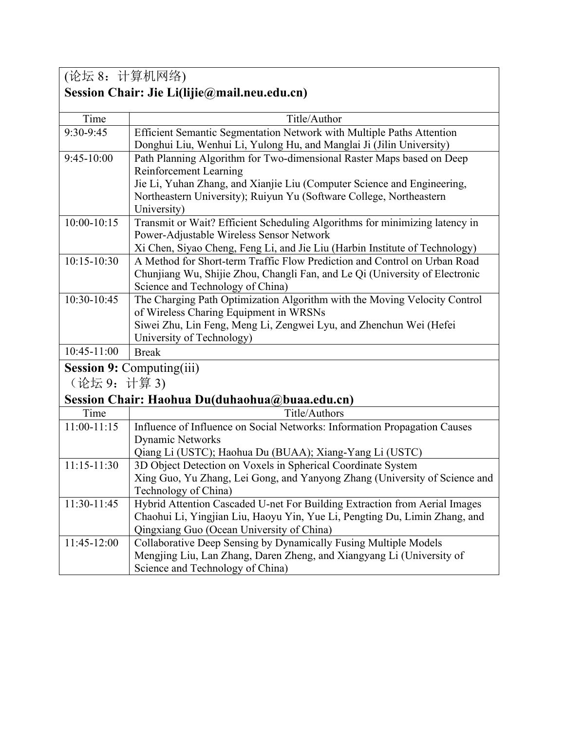(论坛 8：计算机网络)

**Session Chair: Jie Li(lijie@mail.neu.edu.cn)**

| Time | Title/Author |
|---|---|
| 9:30-9:45 | Efficient Semantic Segmentation Network with Multiple Paths Attention<br>Donghui Liu, Wenhui Li, Yulong Hu, and Manglai Ji (Jilin University) |
| 9:45-10:00 | Path Planning Algorithm for Two-dimensional Raster Maps based on Deep Reinforcement Learning<br>Jie Li, Yuhan Zhang, and Xianjie Liu (Computer Science and Engineering, Northeastern University); Ruiyun Yu (Software College, Northeastern University) |
| 10:00-10:15 | Transmit or Wait? Efficient Scheduling Algorithms for minimizing latency in Power-Adjustable Wireless Sensor Network<br>Xi Chen, Siyao Cheng, Feng Li, and Jie Liu (Harbin Institute of Technology) |
| 10:15-10:30 | A Method for Short-term Traffic Flow Prediction and Control on Urban Road<br>Chunjiang Wu, Shijie Zhou, Changli Fan, and Le Qi (University of Electronic Science and Technology of China) |
| 10:30-10:45 | The Charging Path Optimization Algorithm with the Moving Velocity Control of Wireless Charing Equipment in WRSNs<br>Siwei Zhu, Lin Feng, Meng Li, Zengwei Lyu, and Zhenchun Wei (Hefei University of Technology) |
| 10:45-11:00 | Break |

**Session 9:** Computing(iii)

（论坛 9：计算 3)

**Session Chair: Haohua Du(duhaohua@buaa.edu.cn)**

| Time | Title/Authors |
|---|---|
| 11:00-11:15 | Influence of Influence on Social Networks: Information Propagation Causes Dynamic Networks<br>Qiang Li (USTC); Haohua Du (BUAA); Xiang-Yang Li (USTC) |
| 11:15-11:30 | 3D Object Detection on Voxels in Spherical Coordinate System<br>Xing Guo, Yu Zhang, Lei Gong, and Yanyong Zhang (University of Science and Technology of China) |
| 11:30-11:45 | Hybrid Attention Cascaded U-net For Building Extraction from Aerial Images<br>Chaohui Li, Yingjian Liu, Haoyu Yin, Yue Li, Pengting Du, Limin Zhang, and Qingxiang Guo (Ocean University of China) |
| 11:45-12:00 | Collaborative Deep Sensing by Dynamically Fusing Multiple Models<br>Mengjing Liu, Lan Zhang, Daren Zheng, and Xiangyang Li (University of Science and Technology of China) |